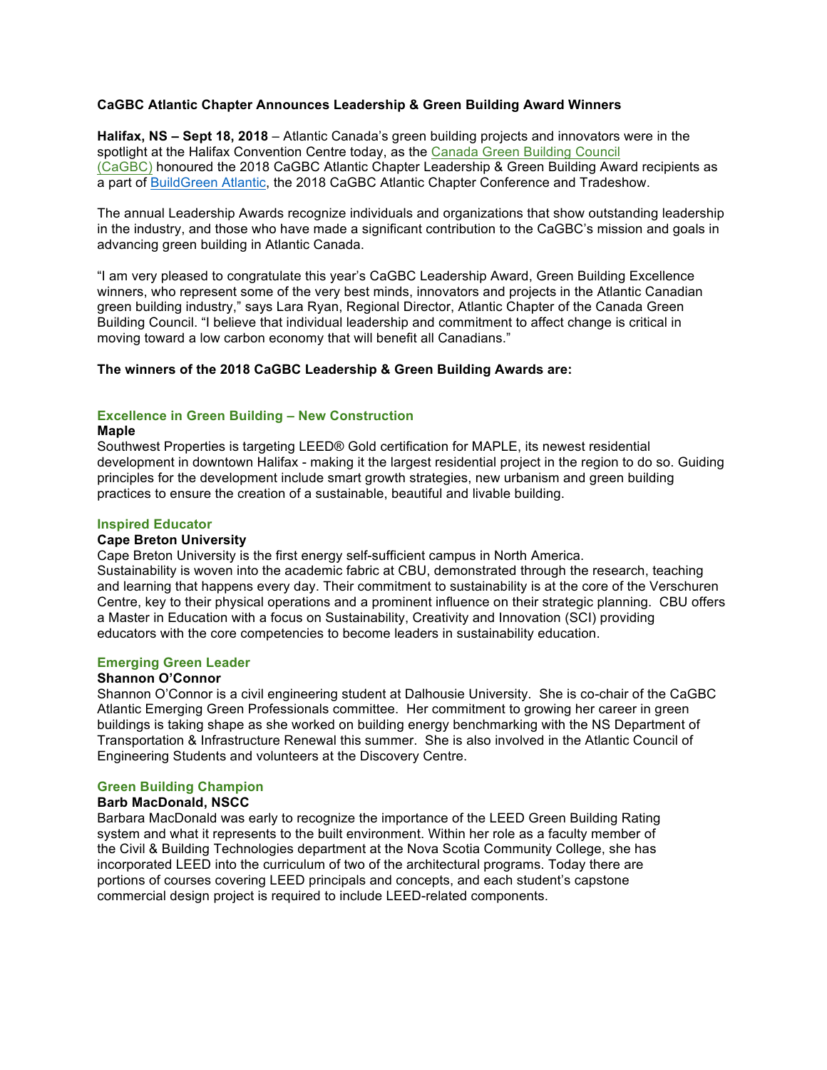**CaGBC Atlantic Chapter Announces Leadership & Green Building Award Winners**

**Halifax, NS – Sept 18, 2018** – Atlantic Canada's green building projects and innovators were in the spotlight at the Halifax Convention Centre today, as the Canada Green Building Council (CaGBC) honoured the 2018 CaGBC Atlantic Chapter Leadership & Green Building Award recipients as a part of BuildGreen Atlantic, the 2018 CaGBC Atlantic Chapter Conference and Tradeshow.

The annual Leadership Awards recognize individuals and organizations that show outstanding leadership in the industry, and those who have made a significant contribution to the CaGBC's mission and goals in advancing green building in Atlantic Canada.

"I am very pleased to congratulate this year's CaGBC Leadership Award, Green Building Excellence winners, who represent some of the very best minds, innovators and projects in the Atlantic Canadian green building industry," says Lara Ryan, Regional Director, Atlantic Chapter of the Canada Green Building Council. "I believe that individual leadership and commitment to affect change is critical in moving toward a low carbon economy that will benefit all Canadians."

**The winners of the 2018 CaGBC Leadership & Green Building Awards are:**

### Excellence in Green Building – New Construction

**Maple**

Southwest Properties is targeting LEED® Gold certification for MAPLE, its newest residential development in downtown Halifax - making it the largest residential project in the region to do so. Guiding principles for the development include smart growth strategies, new urbanism and green building practices to ensure the creation of a sustainable, beautiful and livable building.

### Inspired Educator

**Cape Breton University**

Cape Breton University is the first energy self-sufficient campus in North America. Sustainability is woven into the academic fabric at CBU, demonstrated through the research, teaching and learning that happens every day. Their commitment to sustainability is at the core of the Verschuren Centre, key to their physical operations and a prominent influence on their strategic planning. CBU offers a Master in Education with a focus on Sustainability, Creativity and Innovation (SCI) providing educators with the core competencies to become leaders in sustainability education.

### Emerging Green Leader

**Shannon O'Connor**

Shannon O'Connor is a civil engineering student at Dalhousie University. She is co-chair of the CaGBC Atlantic Emerging Green Professionals committee. Her commitment to growing her career in green buildings is taking shape as she worked on building energy benchmarking with the NS Department of Transportation & Infrastructure Renewal this summer. She is also involved in the Atlantic Council of Engineering Students and volunteers at the Discovery Centre.

### Green Building Champion

**Barb MacDonald, NSCC**

Barbara MacDonald was early to recognize the importance of the LEED Green Building Rating system and what it represents to the built environment. Within her role as a faculty member of the Civil & Building Technologies department at the Nova Scotia Community College, she has incorporated LEED into the curriculum of two of the architectural programs. Today there are portions of courses covering LEED principals and concepts, and each student's capstone commercial design project is required to include LEED-related components.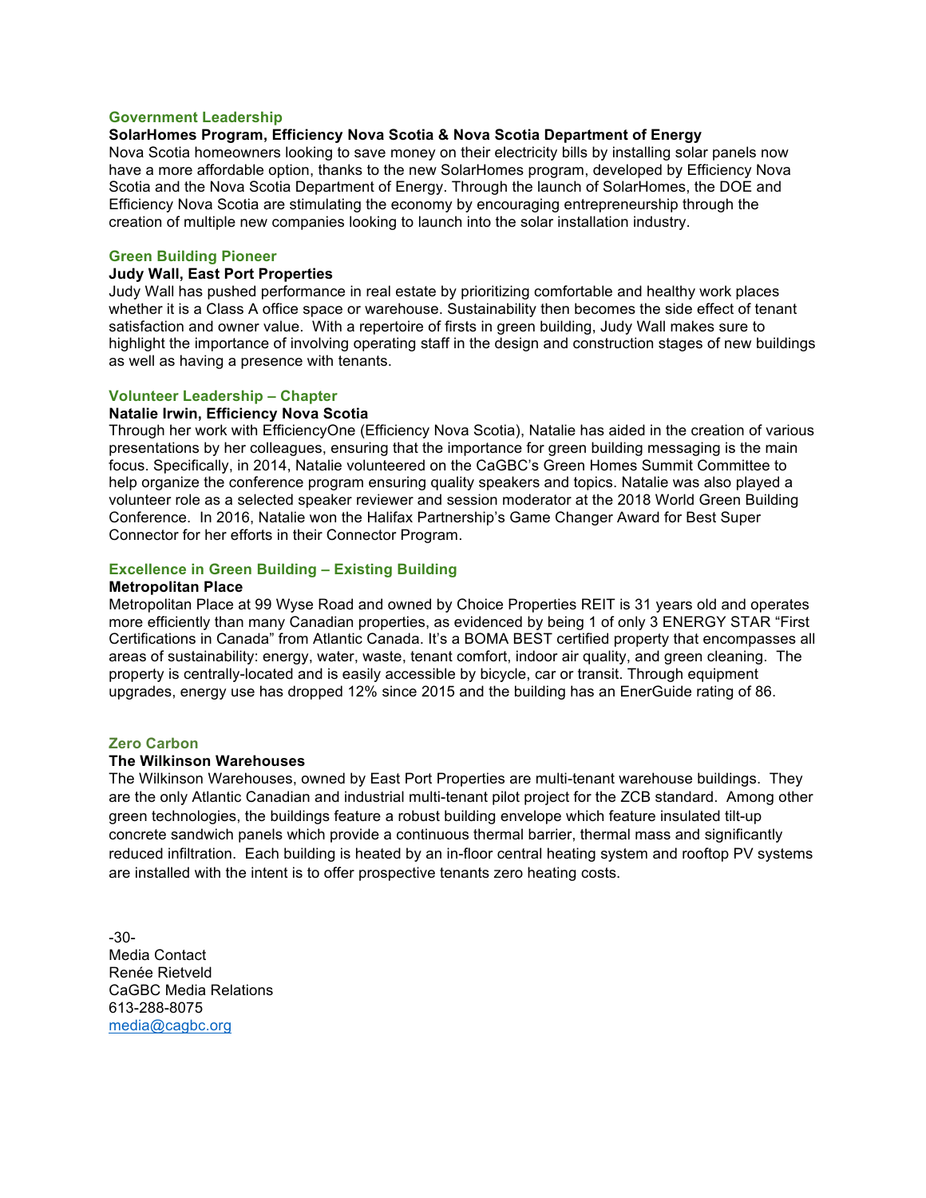### Government Leadership

**SolarHomes Program, Efficiency Nova Scotia & Nova Scotia Department of Energy**

Nova Scotia homeowners looking to save money on their electricity bills by installing solar panels now have a more affordable option, thanks to the new SolarHomes program, developed by Efficiency Nova Scotia and the Nova Scotia Department of Energy. Through the launch of SolarHomes, the DOE and Efficiency Nova Scotia are stimulating the economy by encouraging entrepreneurship through the creation of multiple new companies looking to launch into the solar installation industry.

### Green Building Pioneer

**Judy Wall, East Port Properties**

Judy Wall has pushed performance in real estate by prioritizing comfortable and healthy work places whether it is a Class A office space or warehouse. Sustainability then becomes the side effect of tenant satisfaction and owner value. With a repertoire of firsts in green building, Judy Wall makes sure to highlight the importance of involving operating staff in the design and construction stages of new buildings as well as having a presence with tenants.

### Volunteer Leadership – Chapter

**Natalie Irwin, Efficiency Nova Scotia**

Through her work with EfficiencyOne (Efficiency Nova Scotia), Natalie has aided in the creation of various presentations by her colleagues, ensuring that the importance for green building messaging is the main focus. Specifically, in 2014, Natalie volunteered on the CaGBC's Green Homes Summit Committee to help organize the conference program ensuring quality speakers and topics. Natalie was also played a volunteer role as a selected speaker reviewer and session moderator at the 2018 World Green Building Conference. In 2016, Natalie won the Halifax Partnership's Game Changer Award for Best Super Connector for her efforts in their Connector Program.

### Excellence in Green Building – Existing Building

**Metropolitan Place**

Metropolitan Place at 99 Wyse Road and owned by Choice Properties REIT is 31 years old and operates more efficiently than many Canadian properties, as evidenced by being 1 of only 3 ENERGY STAR "First Certifications in Canada" from Atlantic Canada. It's a BOMA BEST certified property that encompasses all areas of sustainability: energy, water, waste, tenant comfort, indoor air quality, and green cleaning. The property is centrally-located and is easily accessible by bicycle, car or transit. Through equipment upgrades, energy use has dropped 12% since 2015 and the building has an EnerGuide rating of 86.

### Zero Carbon

**The Wilkinson Warehouses**

The Wilkinson Warehouses, owned by East Port Properties are multi-tenant warehouse buildings. They are the only Atlantic Canadian and industrial multi-tenant pilot project for the ZCB standard. Among other green technologies, the buildings feature a robust building envelope which feature insulated tilt-up concrete sandwich panels which provide a continuous thermal barrier, thermal mass and significantly reduced infiltration. Each building is heated by an in-floor central heating system and rooftop PV systems are installed with the intent is to offer prospective tenants zero heating costs.

-30-

Media Contact
Renée Rietveld
CaGBC Media Relations
613-288-8075
media@cagbc.org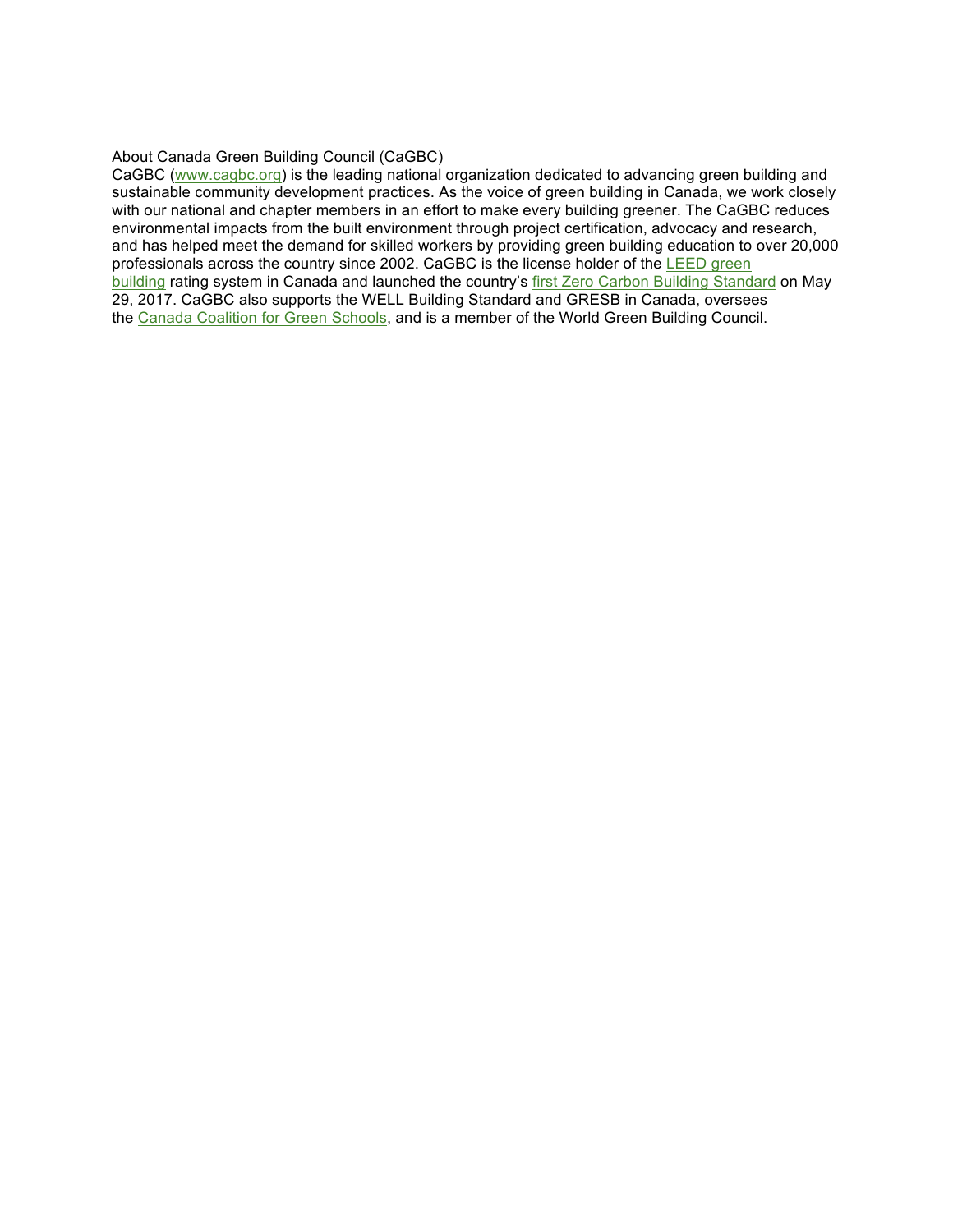About Canada Green Building Council (CaGBC)

CaGBC (www.cagbc.org) is the leading national organization dedicated to advancing green building and sustainable community development practices. As the voice of green building in Canada, we work closely with our national and chapter members in an effort to make every building greener. The CaGBC reduces environmental impacts from the built environment through project certification, advocacy and research, and has helped meet the demand for skilled workers by providing green building education to over 20,000 professionals across the country since 2002. CaGBC is the license holder of the LEED green building rating system in Canada and launched the country's first Zero Carbon Building Standard on May 29, 2017. CaGBC also supports the WELL Building Standard and GRESB in Canada, oversees the Canada Coalition for Green Schools, and is a member of the World Green Building Council.